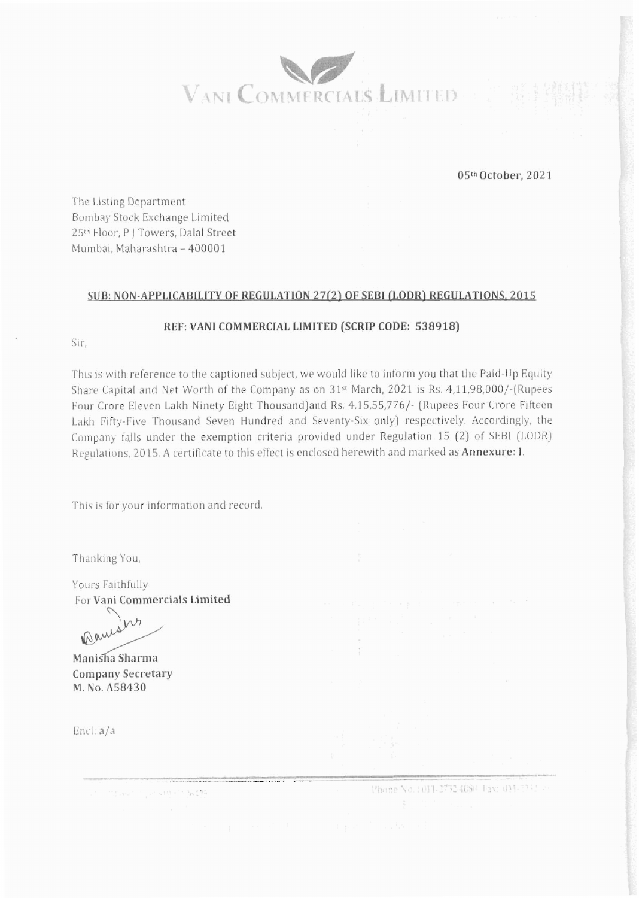# VANI COMMERCIALS LIMITED

05th October, 2021

The Listing Department
Bombay Stock Exchange Limited
25th Floor, P J Towers, Dalal Street
Mumbai, Maharashtra – 400001

**SUB: NON-APPLICABILITY OF REGULATION 27(2) OF SEBI (LODR) REGULATIONS, 2015**

**REF: VANI COMMERCIAL LIMITED (SCRIP CODE: 538918)**

Sir,

This is with reference to the captioned subject, we would like to inform you that the Paid-Up Equity Share Capital and Net Worth of the Company as on 31st March, 2021 is Rs. 4,11,98,000/-(Rupees Four Crore Eleven Lakh Ninety Eight Thousand)and Rs. 4,15,55,776/- (Rupees Four Crore Fifteen Lakh Fifty-Five Thousand Seven Hundred and Seventy-Six only) respectively. Accordingly, the Company falls under the exemption criteria provided under Regulation 15 (2) of SEBI (LODR) Regulations, 2015. A certificate to this effect is enclosed herewith and marked as **Annexure: I**.

This is for your information and record.

Thanking You,

Yours Faithfully
For **Vani Commercials Limited**

**Manisha Sharma**
**Company Secretary**
**M. No. A58430**

Encl: a/a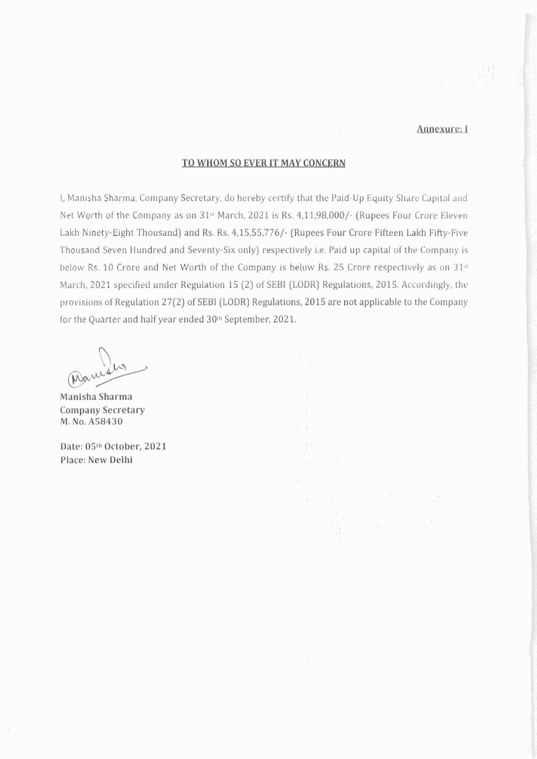Annexure: I

## TO WHOM SO EVER IT MAY CONCERN

I, Manisha Sharma, Company Secretary, do hereby certify that the Paid-Up Equity Share Capital and Net Worth of the Company as on 31st March, 2021 is Rs. 4,11,98,000/- (Rupees Four Crore Eleven Lakh Ninety-Eight Thousand) and Rs. Rs. 4,15,55,776/- (Rupees Four Crore Fifteen Lakh Fifty-Five Thousand Seven Hundred and Seventy-Six only) respectively i.e. Paid up capital of the Company is below Rs. 10 Crore and Net Worth of the Company is below Rs. 25 Crore respectively as on 31st March, 2021 specified under Regulation 15 (2) of SEBI (LODR) Regulations, 2015. Accordingly, the provisions of Regulation 27(2) of SEBI (LODR) Regulations, 2015 are not applicable to the Company for the Quarter and half year ended 30th September, 2021.

**Manisha Sharma**
**Company Secretary**
**M. No. A58430**

**Date: 05th October, 2021**
**Place: New Delhi**